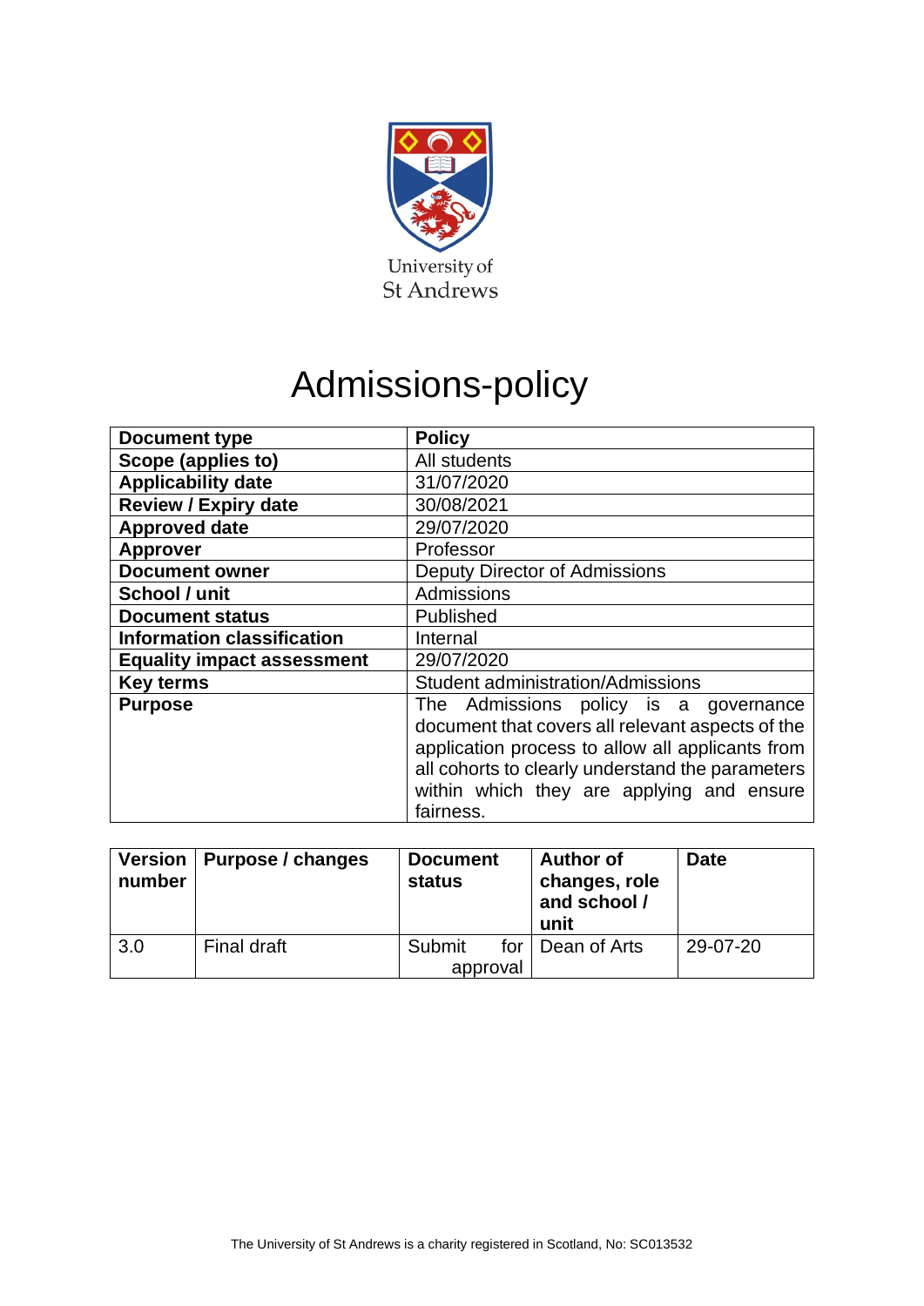University of St Andrews

# Admissions-policy

| Document type | Policy |
|---|---|
| Scope (applies to) | All students |
| Applicability date | 31/07/2020 |
| Review / Expiry date | 30/08/2021 |
| Approved date | 29/07/2020 |
| Approver | Professor |
| Document owner | Deputy Director of Admissions |
| School / unit | Admissions |
| Document status | Published |
| Information classification | Internal |
| Equality impact assessment | 29/07/2020 |
| Key terms | Student administration/Admissions |
| Purpose | The Admissions policy is a governance document that covers all relevant aspects of the application process to allow all applicants from all cohorts to clearly understand the parameters within which they are applying and ensure fairness. |

| Version number | Purpose / changes | Document status | Author of changes, role and school / unit | Date |
|---|---|---|---|---|
| 3.0 | Final draft | Submit for approval | Dean of Arts | 29-07-20 |

The University of St Andrews is a charity registered in Scotland, No: SC013532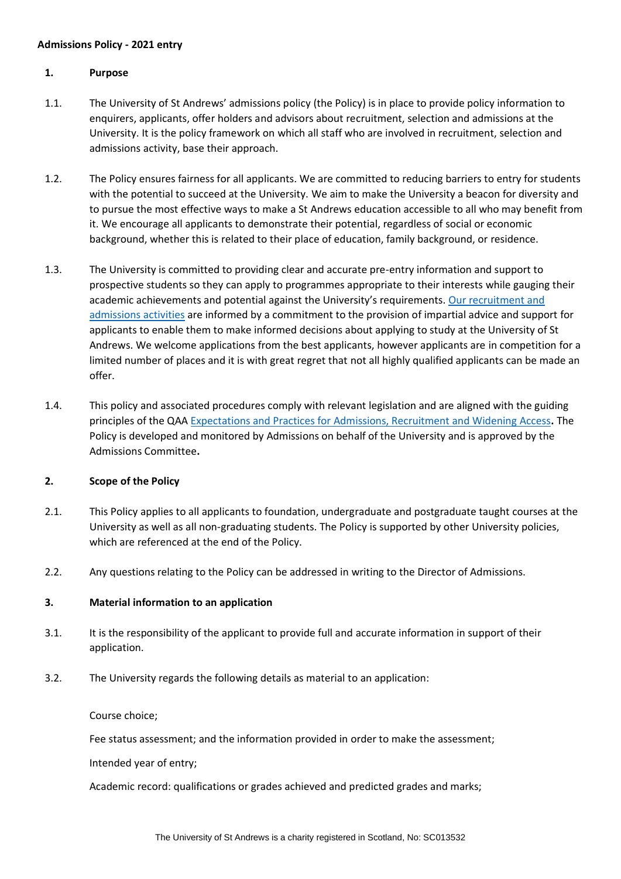**Admissions Policy - 2021 entry**

**1. Purpose**

1.1. The University of St Andrews' admissions policy (the Policy) is in place to provide policy information to enquirers, applicants, offer holders and advisors about recruitment, selection and admissions at the University. It is the policy framework on which all staff who are involved in recruitment, selection and admissions activity, base their approach.

1.2. The Policy ensures fairness for all applicants. We are committed to reducing barriers to entry for students with the potential to succeed at the University. We aim to make the University a beacon for diversity and to pursue the most effective ways to make a St Andrews education accessible to all who may benefit from it. We encourage all applicants to demonstrate their potential, regardless of social or economic background, whether this is related to their place of education, family background, or residence.

1.3. The University is committed to providing clear and accurate pre-entry information and support to prospective students so they can apply to programmes appropriate to their interests while gauging their academic achievements and potential against the University's requirements. Our recruitment and admissions activities are informed by a commitment to the provision of impartial advice and support for applicants to enable them to make informed decisions about applying to study at the University of St Andrews. We welcome applications from the best applicants, however applicants are in competition for a limited number of places and it is with great regret that not all highly qualified applicants can be made an offer.

1.4. This policy and associated procedures comply with relevant legislation and are aligned with the guiding principles of the QAA Expectations and Practices for Admissions, Recruitment and Widening Access**.** The Policy is developed and monitored by Admissions on behalf of the University and is approved by the Admissions Committee**.**

**2. Scope of the Policy**

2.1. This Policy applies to all applicants to foundation, undergraduate and postgraduate taught courses at the University as well as all non-graduating students. The Policy is supported by other University policies, which are referenced at the end of the Policy.

2.2. Any questions relating to the Policy can be addressed in writing to the Director of Admissions.

**3. Material information to an application**

3.1. It is the responsibility of the applicant to provide full and accurate information in support of their application.

3.2. The University regards the following details as material to an application:

Course choice;

Fee status assessment; and the information provided in order to make the assessment;

Intended year of entry;

Academic record: qualifications or grades achieved and predicted grades and marks;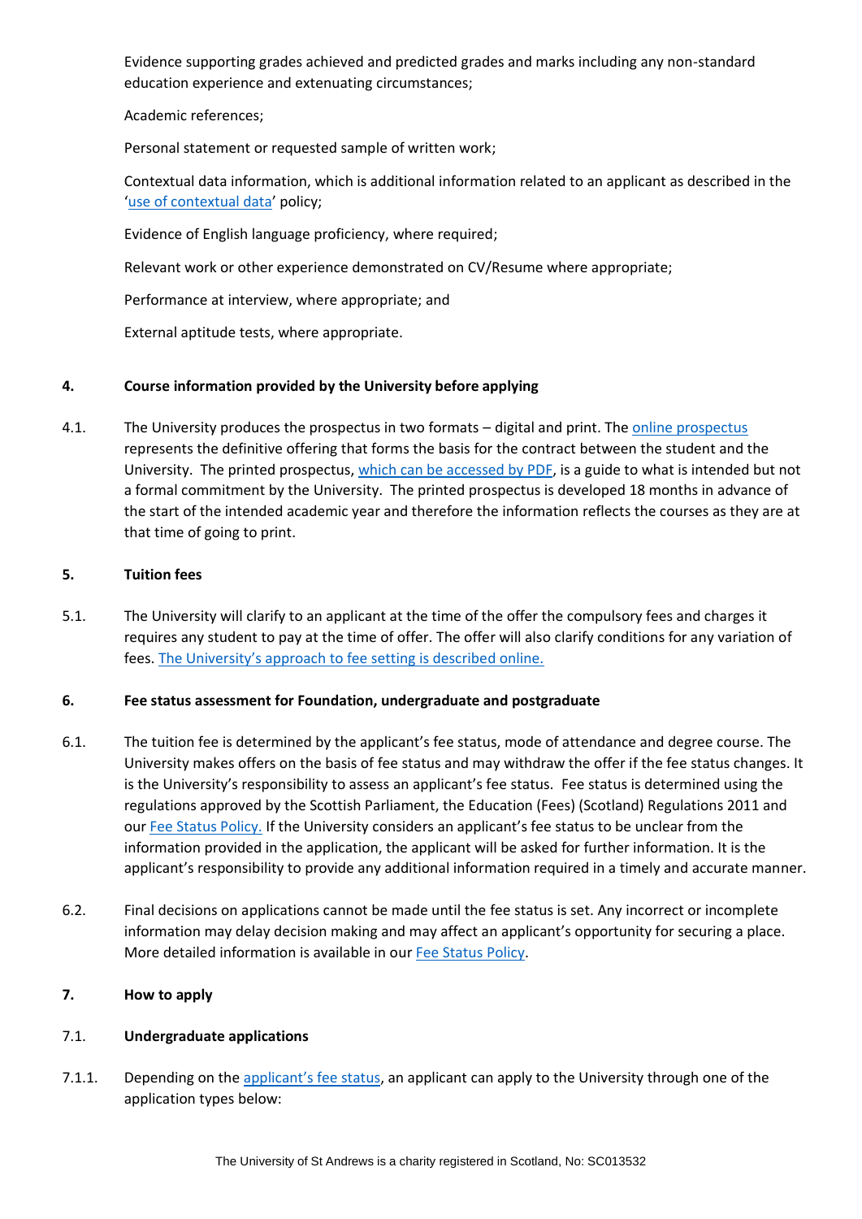Evidence supporting grades achieved and predicted grades and marks including any non-standard education experience and extenuating circumstances;

Academic references;

Personal statement or requested sample of written work;

Contextual data information, which is additional information related to an applicant as described in the 'use of contextual data' policy;

Evidence of English language proficiency, where required;

Relevant work or other experience demonstrated on CV/Resume where appropriate;

Performance at interview, where appropriate; and

External aptitude tests, where appropriate.

## 4. Course information provided by the University before applying

4.1. The University produces the prospectus in two formats – digital and print. The online prospectus represents the definitive offering that forms the basis for the contract between the student and the University. The printed prospectus, which can be accessed by PDF, is a guide to what is intended but not a formal commitment by the University. The printed prospectus is developed 18 months in advance of the start of the intended academic year and therefore the information reflects the courses as they are at that time of going to print.

## 5. Tuition fees

5.1. The University will clarify to an applicant at the time of the offer the compulsory fees and charges it requires any student to pay at the time of offer. The offer will also clarify conditions for any variation of fees. The University's approach to fee setting is described online.

## 6. Fee status assessment for Foundation, undergraduate and postgraduate

6.1. The tuition fee is determined by the applicant's fee status, mode of attendance and degree course. The University makes offers on the basis of fee status and may withdraw the offer if the fee status changes. It is the University's responsibility to assess an applicant's fee status. Fee status is determined using the regulations approved by the Scottish Parliament, the Education (Fees) (Scotland) Regulations 2011 and our Fee Status Policy. If the University considers an applicant's fee status to be unclear from the information provided in the application, the applicant will be asked for further information. It is the applicant's responsibility to provide any additional information required in a timely and accurate manner.

6.2. Final decisions on applications cannot be made until the fee status is set. Any incorrect or incomplete information may delay decision making and may affect an applicant's opportunity for securing a place. More detailed information is available in our Fee Status Policy.

## 7. How to apply

### 7.1. Undergraduate applications

7.1.1. Depending on the applicant's fee status, an applicant can apply to the University through one of the application types below: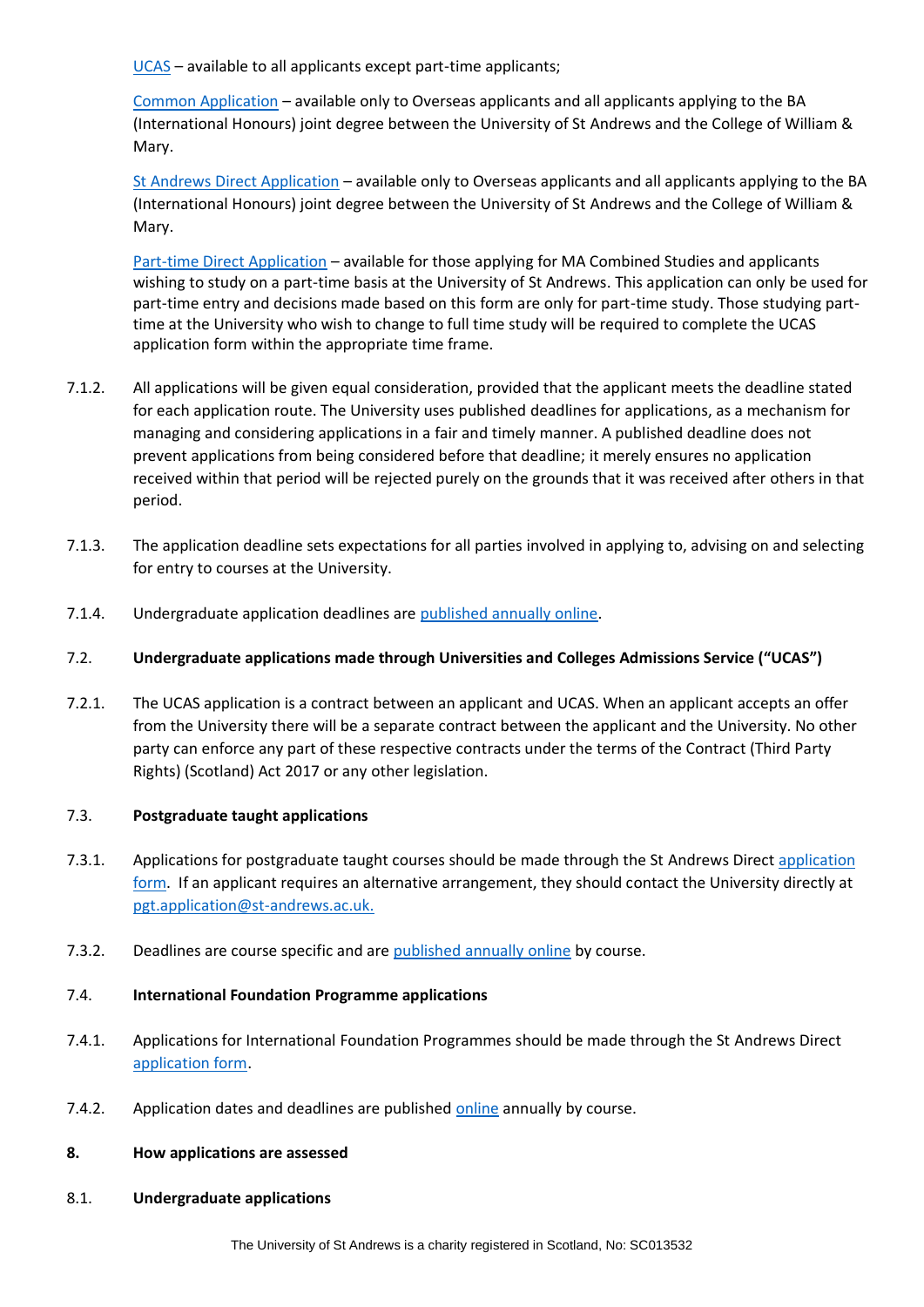UCAS – available to all applicants except part-time applicants;

Common Application – available only to Overseas applicants and all applicants applying to the BA (International Honours) joint degree between the University of St Andrews and the College of William & Mary.

St Andrews Direct Application – available only to Overseas applicants and all applicants applying to the BA (International Honours) joint degree between the University of St Andrews and the College of William & Mary.

Part-time Direct Application – available for those applying for MA Combined Studies and applicants wishing to study on a part-time basis at the University of St Andrews. This application can only be used for part-time entry and decisions made based on this form are only for part-time study. Those studying part-time at the University who wish to change to full time study will be required to complete the UCAS application form within the appropriate time frame.

7.1.2. All applications will be given equal consideration, provided that the applicant meets the deadline stated for each application route. The University uses published deadlines for applications, as a mechanism for managing and considering applications in a fair and timely manner. A published deadline does not prevent applications from being considered before that deadline; it merely ensures no application received within that period will be rejected purely on the grounds that it was received after others in that period.

7.1.3. The application deadline sets expectations for all parties involved in applying to, advising on and selecting for entry to courses at the University.

7.1.4. Undergraduate application deadlines are published annually online.

### 7.2. Undergraduate applications made through Universities and Colleges Admissions Service ("UCAS")

7.2.1. The UCAS application is a contract between an applicant and UCAS. When an applicant accepts an offer from the University there will be a separate contract between the applicant and the University. No other party can enforce any part of these respective contracts under the terms of the Contract (Third Party Rights) (Scotland) Act 2017 or any other legislation.

### 7.3. Postgraduate taught applications

7.3.1. Applications for postgraduate taught courses should be made through the St Andrews Direct application form. If an applicant requires an alternative arrangement, they should contact the University directly at pgt.application@st-andrews.ac.uk.

7.3.2. Deadlines are course specific and are published annually online by course.

### 7.4. International Foundation Programme applications

7.4.1. Applications for International Foundation Programmes should be made through the St Andrews Direct application form.

7.4.2. Application dates and deadlines are published online annually by course.

## 8. How applications are assessed

### 8.1. Undergraduate applications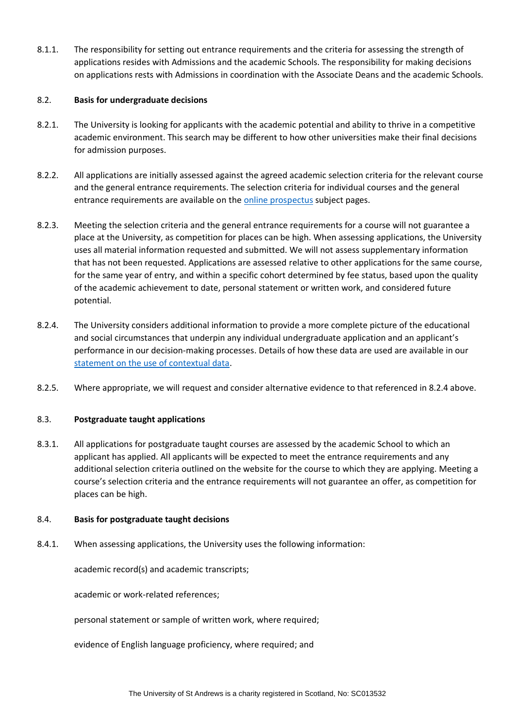8.1.1. The responsibility for setting out entrance requirements and the criteria for assessing the strength of applications resides with Admissions and the academic Schools. The responsibility for making decisions on applications rests with Admissions in coordination with the Associate Deans and the academic Schools.

### 8.2. Basis for undergraduate decisions

8.2.1. The University is looking for applicants with the academic potential and ability to thrive in a competitive academic environment. This search may be different to how other universities make their final decisions for admission purposes.

8.2.2. All applications are initially assessed against the agreed academic selection criteria for the relevant course and the general entrance requirements. The selection criteria for individual courses and the general entrance requirements are available on the online prospectus subject pages.

8.2.3. Meeting the selection criteria and the general entrance requirements for a course will not guarantee a place at the University, as competition for places can be high. When assessing applications, the University uses all material information requested and submitted. We will not assess supplementary information that has not been requested. Applications are assessed relative to other applications for the same course, for the same year of entry, and within a specific cohort determined by fee status, based upon the quality of the academic achievement to date, personal statement or written work, and considered future potential.

8.2.4. The University considers additional information to provide a more complete picture of the educational and social circumstances that underpin any individual undergraduate application and an applicant's performance in our decision-making processes. Details of how these data are used are available in our statement on the use of contextual data.

8.2.5. Where appropriate, we will request and consider alternative evidence to that referenced in 8.2.4 above.

### 8.3. Postgraduate taught applications

8.3.1. All applications for postgraduate taught courses are assessed by the academic School to which an applicant has applied. All applicants will be expected to meet the entrance requirements and any additional selection criteria outlined on the website for the course to which they are applying. Meeting a course's selection criteria and the entrance requirements will not guarantee an offer, as competition for places can be high.

### 8.4. Basis for postgraduate taught decisions

8.4.1. When assessing applications, the University uses the following information:

academic record(s) and academic transcripts;

academic or work-related references;

personal statement or sample of written work, where required;

evidence of English language proficiency, where required; and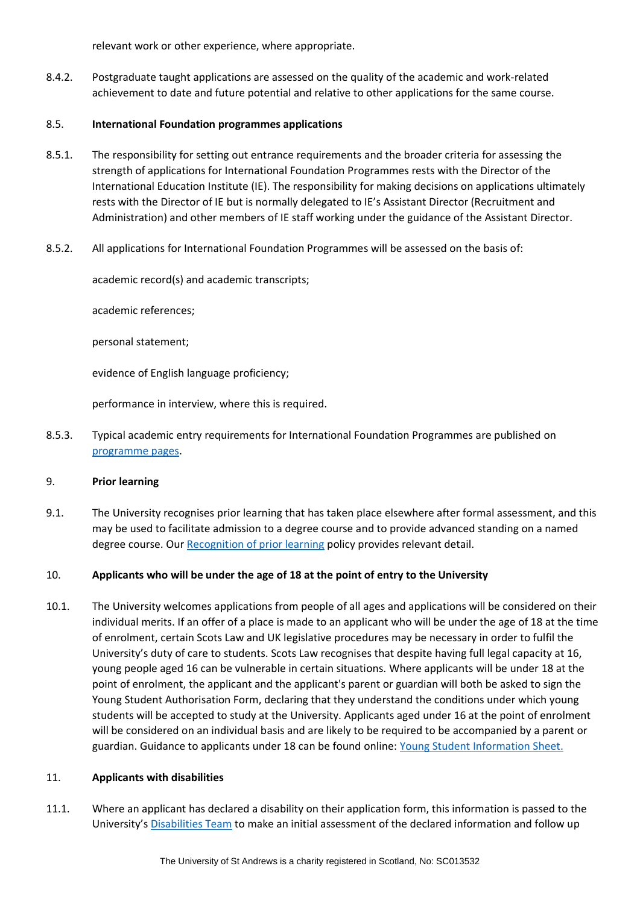relevant work or other experience, where appropriate.

8.4.2. Postgraduate taught applications are assessed on the quality of the academic and work-related achievement to date and future potential and relative to other applications for the same course.

### 8.5. International Foundation programmes applications

8.5.1. The responsibility for setting out entrance requirements and the broader criteria for assessing the strength of applications for International Foundation Programmes rests with the Director of the International Education Institute (IE). The responsibility for making decisions on applications ultimately rests with the Director of IE but is normally delegated to IE's Assistant Director (Recruitment and Administration) and other members of IE staff working under the guidance of the Assistant Director.

8.5.2. All applications for International Foundation Programmes will be assessed on the basis of:

academic record(s) and academic transcripts;

academic references;

personal statement;

evidence of English language proficiency;

performance in interview, where this is required.

8.5.3. Typical academic entry requirements for International Foundation Programmes are published on [programme pages](programme pages).

## 9. Prior learning

9.1. The University recognises prior learning that has taken place elsewhere after formal assessment, and this may be used to facilitate admission to a degree course and to provide advanced standing on a named degree course. Our [Recognition of prior learning](Recognition of prior learning) policy provides relevant detail.

## 10. Applicants who will be under the age of 18 at the point of entry to the University

10.1. The University welcomes applications from people of all ages and applications will be considered on their individual merits. If an offer of a place is made to an applicant who will be under the age of 18 at the time of enrolment, certain Scots Law and UK legislative procedures may be necessary in order to fulfil the University's duty of care to students. Scots Law recognises that despite having full legal capacity at 16, young people aged 16 can be vulnerable in certain situations. Where applicants will be under 18 at the point of enrolment, the applicant and the applicant's parent or guardian will both be asked to sign the Young Student Authorisation Form, declaring that they understand the conditions under which young students will be accepted to study at the University. Applicants aged under 16 at the point of enrolment will be considered on an individual basis and are likely to be required to be accompanied by a parent or guardian. Guidance to applicants under 18 can be found online: [Young Student Information Sheet.](Young Student Information Sheet.)

## 11. Applicants with disabilities

11.1. Where an applicant has declared a disability on their application form, this information is passed to the University's [Disabilities Team](Disabilities Team) to make an initial assessment of the declared information and follow up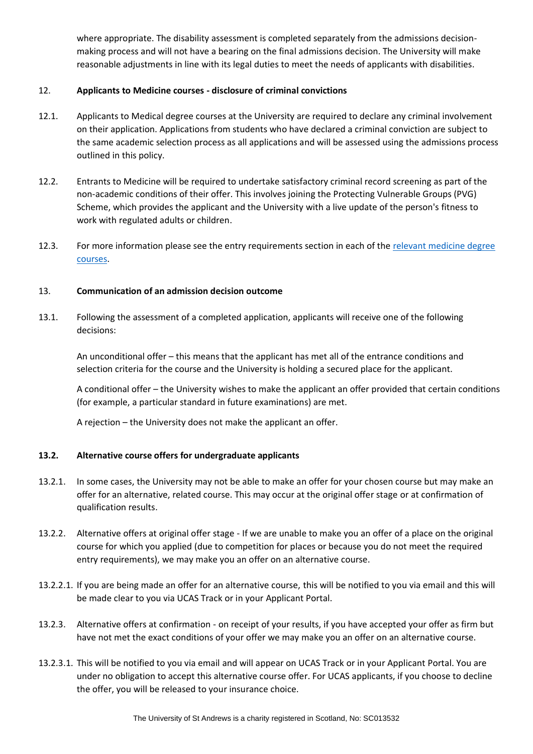where appropriate. The disability assessment is completed separately from the admissions decision-making process and will not have a bearing on the final admissions decision. The University will make reasonable adjustments in line with its legal duties to meet the needs of applicants with disabilities.

12. **Applicants to Medicine courses - disclosure of criminal convictions**

12.1. Applicants to Medical degree courses at the University are required to declare any criminal involvement on their application. Applications from students who have declared a criminal conviction are subject to the same academic selection process as all applications and will be assessed using the admissions process outlined in this policy.

12.2. Entrants to Medicine will be required to undertake satisfactory criminal record screening as part of the non-academic conditions of their offer. This involves joining the Protecting Vulnerable Groups (PVG) Scheme, which provides the applicant and the University with a live update of the person's fitness to work with regulated adults or children.

12.3. For more information please see the entry requirements section in each of the relevant medicine degree courses.

13. **Communication of an admission decision outcome**

13.1. Following the assessment of a completed application, applicants will receive one of the following decisions:

An unconditional offer – this means that the applicant has met all of the entrance conditions and selection criteria for the course and the University is holding a secured place for the applicant.

A conditional offer – the University wishes to make the applicant an offer provided that certain conditions (for example, a particular standard in future examinations) are met.

A rejection – the University does not make the applicant an offer.

**13.2. Alternative course offers for undergraduate applicants**

13.2.1. In some cases, the University may not be able to make an offer for your chosen course but may make an offer for an alternative, related course. This may occur at the original offer stage or at confirmation of qualification results.

13.2.2. Alternative offers at original offer stage - If we are unable to make you an offer of a place on the original course for which you applied (due to competition for places or because you do not meet the required entry requirements), we may make you an offer on an alternative course.

13.2.2.1. If you are being made an offer for an alternative course, this will be notified to you via email and this will be made clear to you via UCAS Track or in your Applicant Portal.

13.2.3. Alternative offers at confirmation - on receipt of your results, if you have accepted your offer as firm but have not met the exact conditions of your offer we may make you an offer on an alternative course.

13.2.3.1. This will be notified to you via email and will appear on UCAS Track or in your Applicant Portal. You are under no obligation to accept this alternative course offer. For UCAS applicants, if you choose to decline the offer, you will be released to your insurance choice.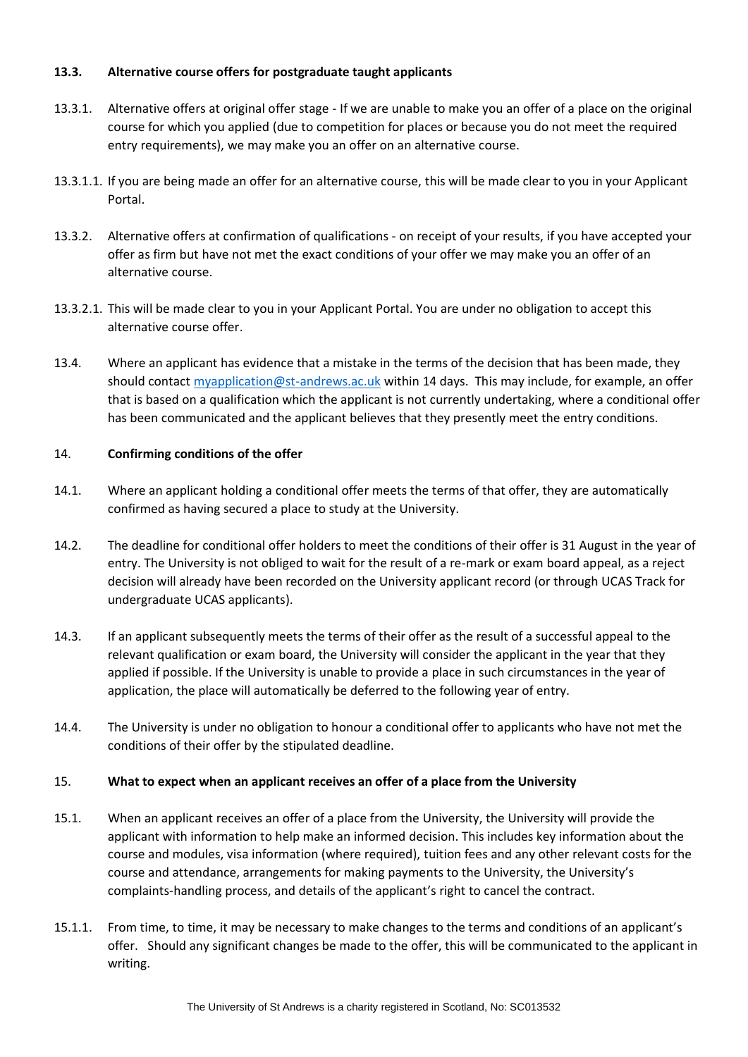### 13.3. Alternative course offers for postgraduate taught applicants

13.3.1. Alternative offers at original offer stage - If we are unable to make you an offer of a place on the original course for which you applied (due to competition for places or because you do not meet the required entry requirements), we may make you an offer on an alternative course.

13.3.1.1. If you are being made an offer for an alternative course, this will be made clear to you in your Applicant Portal.

13.3.2. Alternative offers at confirmation of qualifications - on receipt of your results, if you have accepted your offer as firm but have not met the exact conditions of your offer we may make you an offer of an alternative course.

13.3.2.1. This will be made clear to you in your Applicant Portal. You are under no obligation to accept this alternative course offer.

13.4. Where an applicant has evidence that a mistake in the terms of the decision that has been made, they should contact [myapplication@st-andrews.ac.uk](mailto:myapplication@st-andrews.ac.uk) within 14 days. This may include, for example, an offer that is based on a qualification which the applicant is not currently undertaking, where a conditional offer has been communicated and the applicant believes that they presently meet the entry conditions.

## 14. Confirming conditions of the offer

14.1. Where an applicant holding a conditional offer meets the terms of that offer, they are automatically confirmed as having secured a place to study at the University.

14.2. The deadline for conditional offer holders to meet the conditions of their offer is 31 August in the year of entry. The University is not obliged to wait for the result of a re-mark or exam board appeal, as a reject decision will already have been recorded on the University applicant record (or through UCAS Track for undergraduate UCAS applicants).

14.3. If an applicant subsequently meets the terms of their offer as the result of a successful appeal to the relevant qualification or exam board, the University will consider the applicant in the year that they applied if possible. If the University is unable to provide a place in such circumstances in the year of application, the place will automatically be deferred to the following year of entry.

14.4. The University is under no obligation to honour a conditional offer to applicants who have not met the conditions of their offer by the stipulated deadline.

## 15. What to expect when an applicant receives an offer of a place from the University

15.1. When an applicant receives an offer of a place from the University, the University will provide the applicant with information to help make an informed decision. This includes key information about the course and modules, visa information (where required), tuition fees and any other relevant costs for the course and attendance, arrangements for making payments to the University, the University's complaints-handling process, and details of the applicant's right to cancel the contract.

15.1.1. From time, to time, it may be necessary to make changes to the terms and conditions of an applicant's offer. Should any significant changes be made to the offer, this will be communicated to the applicant in writing.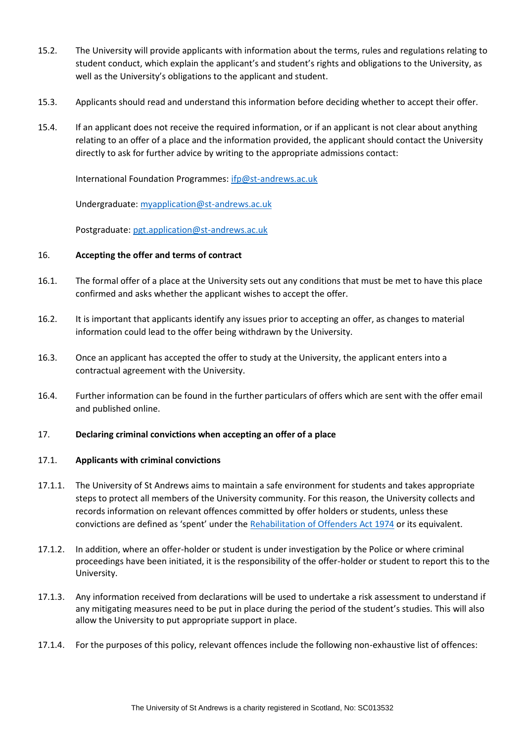15.2. The University will provide applicants with information about the terms, rules and regulations relating to student conduct, which explain the applicant's and student's rights and obligations to the University, as well as the University's obligations to the applicant and student.

15.3. Applicants should read and understand this information before deciding whether to accept their offer.

15.4. If an applicant does not receive the required information, or if an applicant is not clear about anything relating to an offer of a place and the information provided, the applicant should contact the University directly to ask for further advice by writing to the appropriate admissions contact:

International Foundation Programmes: [ifp@st-andrews.ac.uk](mailto:ifp@st-andrews.ac.uk)

Undergraduate: [myapplication@st-andrews.ac.uk](mailto:myapplication@st-andrews.ac.uk)

Postgraduate: [pgt.application@st-andrews.ac.uk](mailto:pgt.application@st-andrews.ac.uk)

## 16. Accepting the offer and terms of contract

16.1. The formal offer of a place at the University sets out any conditions that must be met to have this place confirmed and asks whether the applicant wishes to accept the offer.

16.2. It is important that applicants identify any issues prior to accepting an offer, as changes to material information could lead to the offer being withdrawn by the University.

16.3. Once an applicant has accepted the offer to study at the University, the applicant enters into a contractual agreement with the University.

16.4. Further information can be found in the further particulars of offers which are sent with the offer email and published online.

## 17. Declaring criminal convictions when accepting an offer of a place

### 17.1. Applicants with criminal convictions

17.1.1. The University of St Andrews aims to maintain a safe environment for students and takes appropriate steps to protect all members of the University community. For this reason, the University collects and records information on relevant offences committed by offer holders or students, unless these convictions are defined as 'spent' under the Rehabilitation of Offenders Act 1974 or its equivalent.

17.1.2. In addition, where an offer-holder or student is under investigation by the Police or where criminal proceedings have been initiated, it is the responsibility of the offer-holder or student to report this to the University.

17.1.3. Any information received from declarations will be used to undertake a risk assessment to understand if any mitigating measures need to be put in place during the period of the student's studies. This will also allow the University to put appropriate support in place.

17.1.4. For the purposes of this policy, relevant offences include the following non-exhaustive list of offences: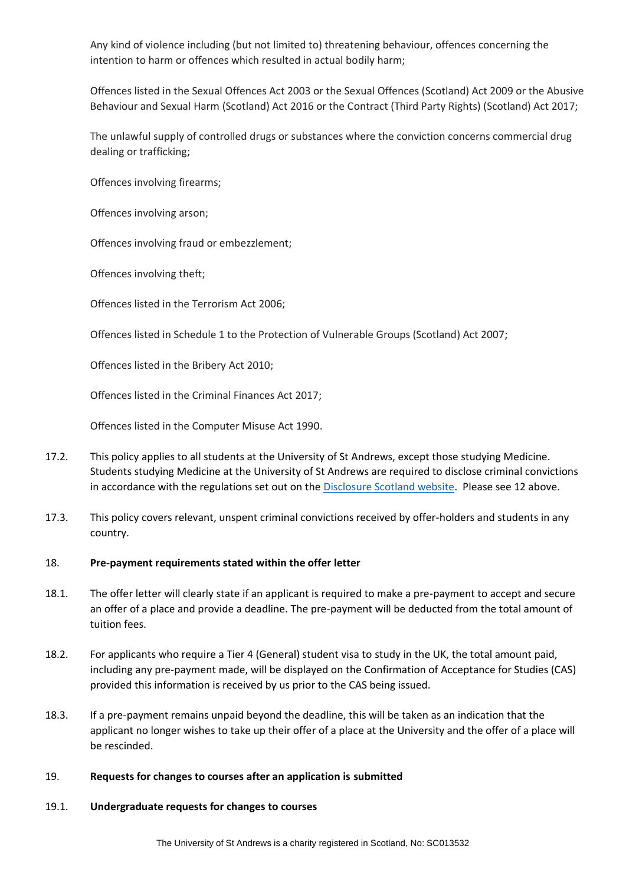Any kind of violence including (but not limited to) threatening behaviour, offences concerning the intention to harm or offences which resulted in actual bodily harm;

Offences listed in the Sexual Offences Act 2003 or the Sexual Offences (Scotland) Act 2009 or the Abusive Behaviour and Sexual Harm (Scotland) Act 2016 or the Contract (Third Party Rights) (Scotland) Act 2017;

The unlawful supply of controlled drugs or substances where the conviction concerns commercial drug dealing or trafficking;

Offences involving firearms;

Offences involving arson;

Offences involving fraud or embezzlement;

Offences involving theft;

Offences listed in the Terrorism Act 2006;

Offences listed in Schedule 1 to the Protection of Vulnerable Groups (Scotland) Act 2007;

Offences listed in the Bribery Act 2010;

Offences listed in the Criminal Finances Act 2017;

Offences listed in the Computer Misuse Act 1990.

17.2. This policy applies to all students at the University of St Andrews, except those studying Medicine. Students studying Medicine at the University of St Andrews are required to disclose criminal convictions in accordance with the regulations set out on the [Disclosure Scotland website](). Please see 12 above.

17.3. This policy covers relevant, unspent criminal convictions received by offer-holders and students in any country.

18. **Pre-payment requirements stated within the offer letter**

18.1. The offer letter will clearly state if an applicant is required to make a pre-payment to accept and secure an offer of a place and provide a deadline. The pre-payment will be deducted from the total amount of tuition fees.

18.2. For applicants who require a Tier 4 (General) student visa to study in the UK, the total amount paid, including any pre-payment made, will be displayed on the Confirmation of Acceptance for Studies (CAS) provided this information is received by us prior to the CAS being issued.

18.3. If a pre-payment remains unpaid beyond the deadline, this will be taken as an indication that the applicant no longer wishes to take up their offer of a place at the University and the offer of a place will be rescinded.

19. **Requests for changes to courses after an application is submitted**

19.1. **Undergraduate requests for changes to courses**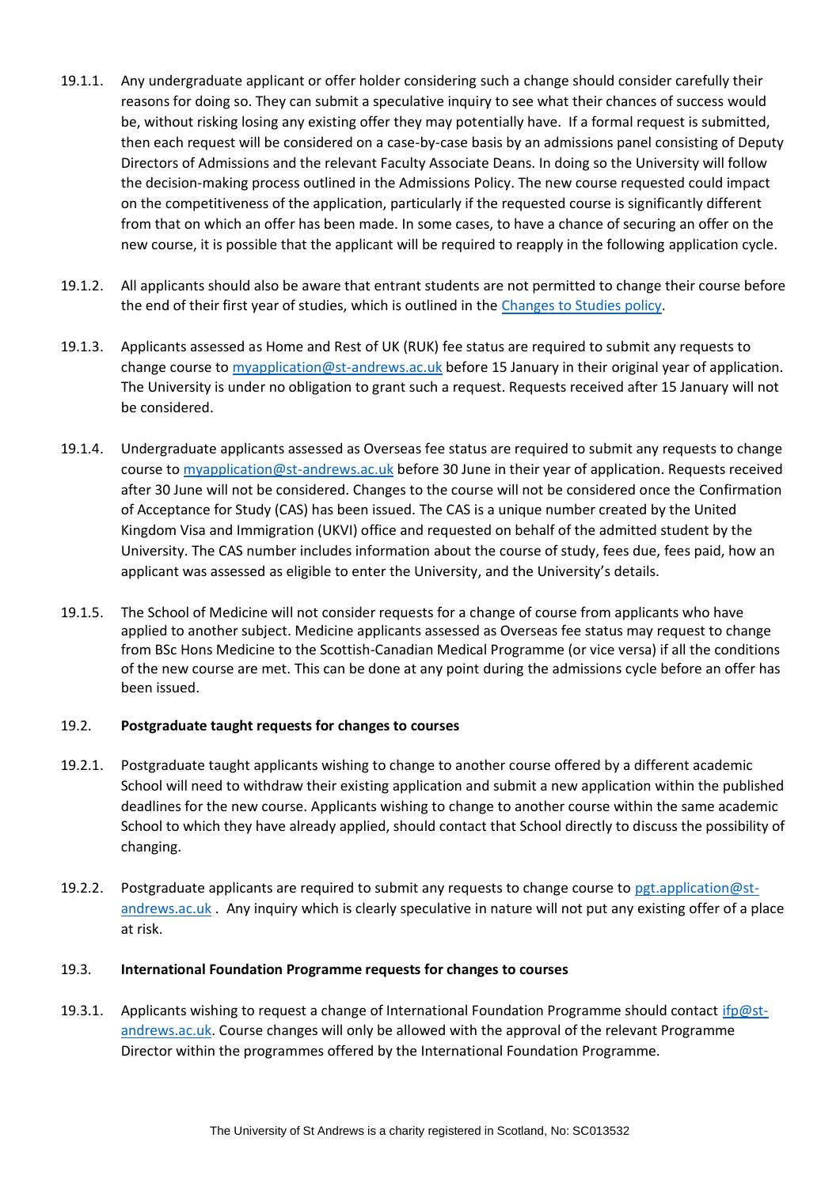19.1.1. Any undergraduate applicant or offer holder considering such a change should consider carefully their reasons for doing so. They can submit a speculative inquiry to see what their chances of success would be, without risking losing any existing offer they may potentially have. If a formal request is submitted, then each request will be considered on a case-by-case basis by an admissions panel consisting of Deputy Directors of Admissions and the relevant Faculty Associate Deans. In doing so the University will follow the decision-making process outlined in the Admissions Policy. The new course requested could impact on the competitiveness of the application, particularly if the requested course is significantly different from that on which an offer has been made. In some cases, to have a chance of securing an offer on the new course, it is possible that the applicant will be required to reapply in the following application cycle.

19.1.2. All applicants should also be aware that entrant students are not permitted to change their course before the end of their first year of studies, which is outlined in the [Changes to Studies policy](#).

19.1.3. Applicants assessed as Home and Rest of UK (RUK) fee status are required to submit any requests to change course to [myapplication@st-andrews.ac.uk](mailto:myapplication@st-andrews.ac.uk) before 15 January in their original year of application. The University is under no obligation to grant such a request. Requests received after 15 January will not be considered.

19.1.4. Undergraduate applicants assessed as Overseas fee status are required to submit any requests to change course to [myapplication@st-andrews.ac.uk](mailto:myapplication@st-andrews.ac.uk) before 30 June in their year of application. Requests received after 30 June will not be considered. Changes to the course will not be considered once the Confirmation of Acceptance for Study (CAS) has been issued. The CAS is a unique number created by the United Kingdom Visa and Immigration (UKVI) office and requested on behalf of the admitted student by the University. The CAS number includes information about the course of study, fees due, fees paid, how an applicant was assessed as eligible to enter the University, and the University's details.

19.1.5. The School of Medicine will not consider requests for a change of course from applicants who have applied to another subject. Medicine applicants assessed as Overseas fee status may request to change from BSc Hons Medicine to the Scottish-Canadian Medical Programme (or vice versa) if all the conditions of the new course are met. This can be done at any point during the admissions cycle before an offer has been issued.

### 19.2. Postgraduate taught requests for changes to courses

19.2.1. Postgraduate taught applicants wishing to change to another course offered by a different academic School will need to withdraw their existing application and submit a new application within the published deadlines for the new course. Applicants wishing to change to another course within the same academic School to which they have already applied, should contact that School directly to discuss the possibility of changing.

19.2.2. Postgraduate applicants are required to submit any requests to change course to [pgt.application@st-andrews.ac.uk](mailto:pgt.application@st-andrews.ac.uk) . Any inquiry which is clearly speculative in nature will not put any existing offer of a place at risk.

### 19.3. International Foundation Programme requests for changes to courses

19.3.1. Applicants wishing to request a change of International Foundation Programme should contact [ifp@st-andrews.ac.uk](mailto:ifp@st-andrews.ac.uk). Course changes will only be allowed with the approval of the relevant Programme Director within the programmes offered by the International Foundation Programme.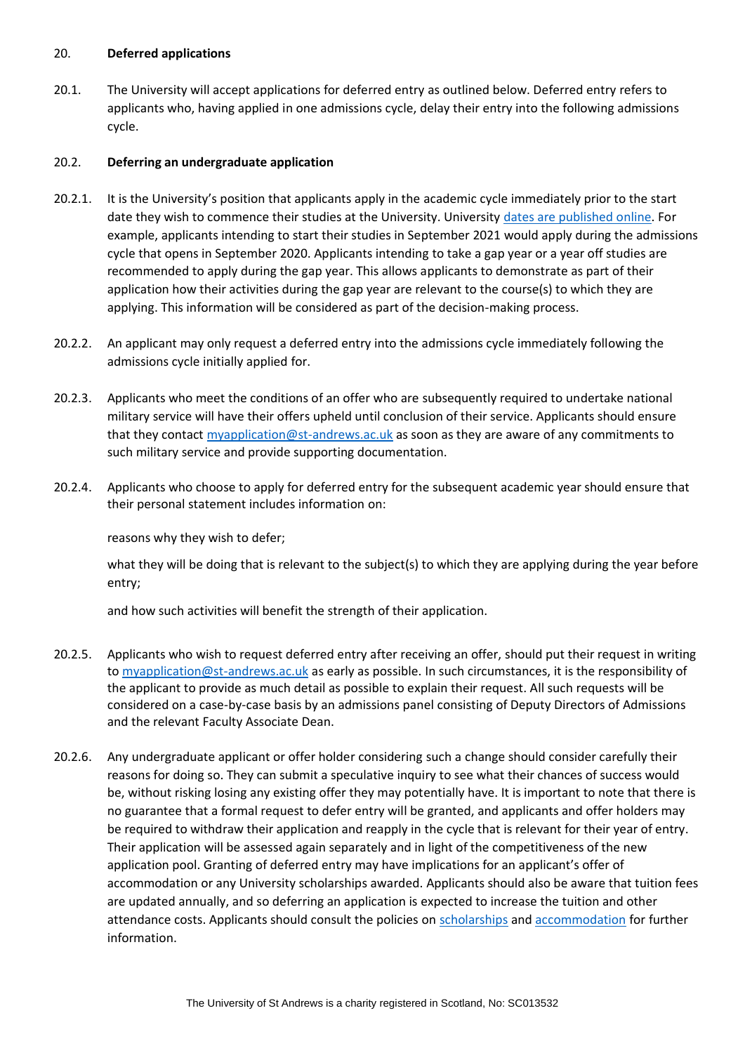## 20. Deferred applications

20.1. The University will accept applications for deferred entry as outlined below. Deferred entry refers to applicants who, having applied in one admissions cycle, delay their entry into the following admissions cycle.

### 20.2. Deferring an undergraduate application

20.2.1. It is the University's position that applicants apply in the academic cycle immediately prior to the start date they wish to commence their studies at the University. University [dates are published online](). For example, applicants intending to start their studies in September 2021 would apply during the admissions cycle that opens in September 2020. Applicants intending to take a gap year or a year off studies are recommended to apply during the gap year. This allows applicants to demonstrate as part of their application how their activities during the gap year are relevant to the course(s) to which they are applying. This information will be considered as part of the decision-making process.

20.2.2. An applicant may only request a deferred entry into the admissions cycle immediately following the admissions cycle initially applied for.

20.2.3. Applicants who meet the conditions of an offer who are subsequently required to undertake national military service will have their offers upheld until conclusion of their service. Applicants should ensure that they contact myapplication@st-andrews.ac.uk as soon as they are aware of any commitments to such military service and provide supporting documentation.

20.2.4. Applicants who choose to apply for deferred entry for the subsequent academic year should ensure that their personal statement includes information on:

reasons why they wish to defer;

what they will be doing that is relevant to the subject(s) to which they are applying during the year before entry;

and how such activities will benefit the strength of their application.

20.2.5. Applicants who wish to request deferred entry after receiving an offer, should put their request in writing to myapplication@st-andrews.ac.uk as early as possible. In such circumstances, it is the responsibility of the applicant to provide as much detail as possible to explain their request. All such requests will be considered on a case-by-case basis by an admissions panel consisting of Deputy Directors of Admissions and the relevant Faculty Associate Dean.

20.2.6. Any undergraduate applicant or offer holder considering such a change should consider carefully their reasons for doing so. They can submit a speculative inquiry to see what their chances of success would be, without risking losing any existing offer they may potentially have. It is important to note that there is no guarantee that a formal request to defer entry will be granted, and applicants and offer holders may be required to withdraw their application and reapply in the cycle that is relevant for their year of entry. Their application will be assessed again separately and in light of the competitiveness of the new application pool. Granting of deferred entry may have implications for an applicant's offer of accommodation or any University scholarships awarded. Applicants should also be aware that tuition fees are updated annually, and so deferring an application is expected to increase the tuition and other attendance costs. Applicants should consult the policies on [scholarships]() and [accommodation]() for further information.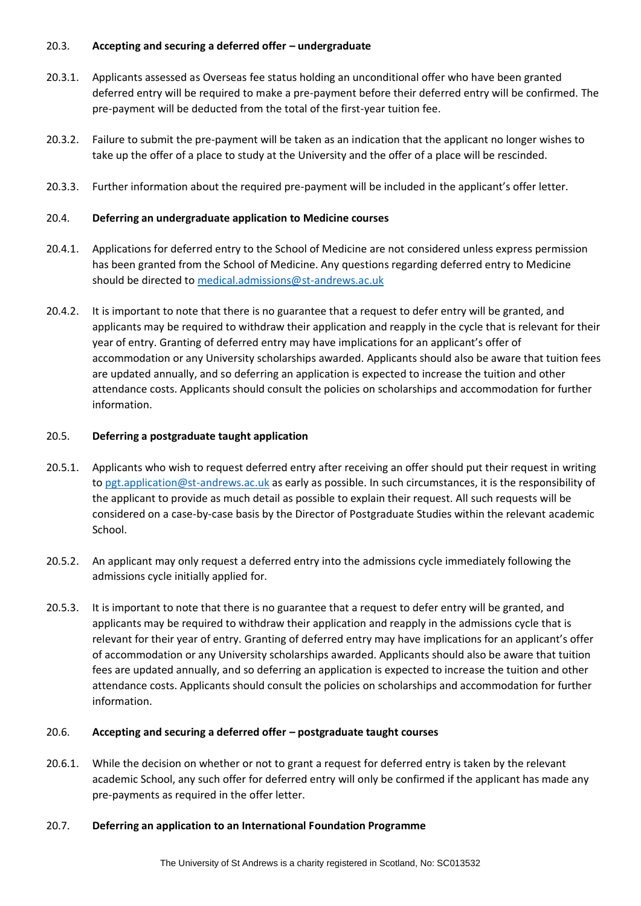### 20.3. Accepting and securing a deferred offer – undergraduate

20.3.1. Applicants assessed as Overseas fee status holding an unconditional offer who have been granted deferred entry will be required to make a pre-payment before their deferred entry will be confirmed. The pre-payment will be deducted from the total of the first-year tuition fee.

20.3.2. Failure to submit the pre-payment will be taken as an indication that the applicant no longer wishes to take up the offer of a place to study at the University and the offer of a place will be rescinded.

20.3.3. Further information about the required pre-payment will be included in the applicant's offer letter.

### 20.4. Deferring an undergraduate application to Medicine courses

20.4.1. Applications for deferred entry to the School of Medicine are not considered unless express permission has been granted from the School of Medicine. Any questions regarding deferred entry to Medicine should be directed to medical.admissions@st-andrews.ac.uk

20.4.2. It is important to note that there is no guarantee that a request to defer entry will be granted, and applicants may be required to withdraw their application and reapply in the cycle that is relevant for their year of entry. Granting of deferred entry may have implications for an applicant's offer of accommodation or any University scholarships awarded. Applicants should also be aware that tuition fees are updated annually, and so deferring an application is expected to increase the tuition and other attendance costs. Applicants should consult the policies on scholarships and accommodation for further information.

### 20.5. Deferring a postgraduate taught application

20.5.1. Applicants who wish to request deferred entry after receiving an offer should put their request in writing to pgt.application@st-andrews.ac.uk as early as possible. In such circumstances, it is the responsibility of the applicant to provide as much detail as possible to explain their request. All such requests will be considered on a case-by-case basis by the Director of Postgraduate Studies within the relevant academic School.

20.5.2. An applicant may only request a deferred entry into the admissions cycle immediately following the admissions cycle initially applied for.

20.5.3. It is important to note that there is no guarantee that a request to defer entry will be granted, and applicants may be required to withdraw their application and reapply in the admissions cycle that is relevant for their year of entry. Granting of deferred entry may have implications for an applicant's offer of accommodation or any University scholarships awarded. Applicants should also be aware that tuition fees are updated annually, and so deferring an application is expected to increase the tuition and other attendance costs. Applicants should consult the policies on scholarships and accommodation for further information.

### 20.6. Accepting and securing a deferred offer – postgraduate taught courses

20.6.1. While the decision on whether or not to grant a request for deferred entry is taken by the relevant academic School, any such offer for deferred entry will only be confirmed if the applicant has made any pre-payments as required in the offer letter.

### 20.7. Deferring an application to an International Foundation Programme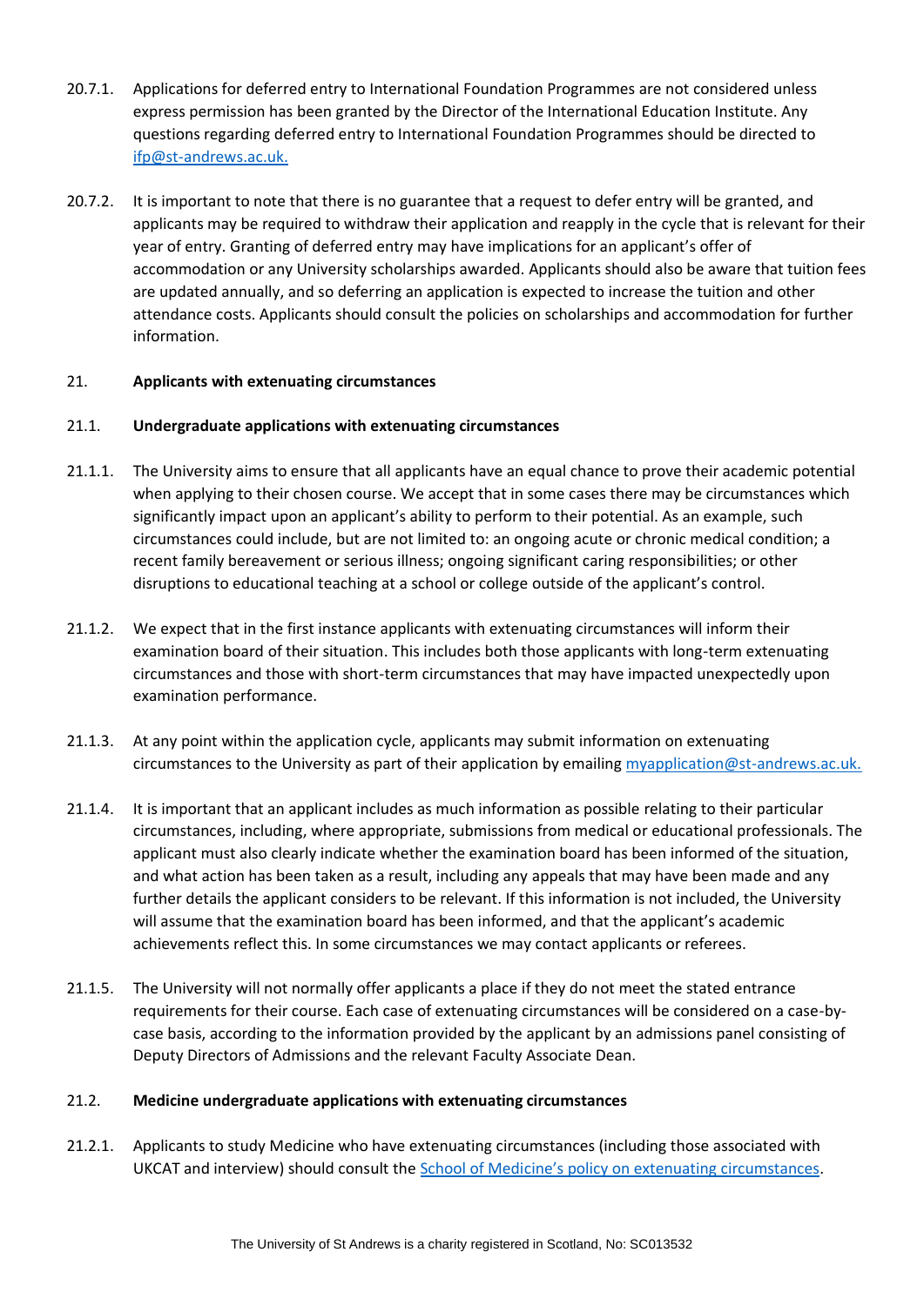20.7.1. Applications for deferred entry to International Foundation Programmes are not considered unless express permission has been granted by the Director of the International Education Institute. Any questions regarding deferred entry to International Foundation Programmes should be directed to [ifp@st-andrews.ac.uk.](mailto:ifp@st-andrews.ac.uk)

20.7.2. It is important to note that there is no guarantee that a request to defer entry will be granted, and applicants may be required to withdraw their application and reapply in the cycle that is relevant for their year of entry. Granting of deferred entry may have implications for an applicant's offer of accommodation or any University scholarships awarded. Applicants should also be aware that tuition fees are updated annually, and so deferring an application is expected to increase the tuition and other attendance costs. Applicants should consult the policies on scholarships and accommodation for further information.

## 21. Applicants with extenuating circumstances

### 21.1. Undergraduate applications with extenuating circumstances

21.1.1. The University aims to ensure that all applicants have an equal chance to prove their academic potential when applying to their chosen course. We accept that in some cases there may be circumstances which significantly impact upon an applicant's ability to perform to their potential. As an example, such circumstances could include, but are not limited to: an ongoing acute or chronic medical condition; a recent family bereavement or serious illness; ongoing significant caring responsibilities; or other disruptions to educational teaching at a school or college outside of the applicant's control.

21.1.2. We expect that in the first instance applicants with extenuating circumstances will inform their examination board of their situation. This includes both those applicants with long-term extenuating circumstances and those with short-term circumstances that may have impacted unexpectedly upon examination performance.

21.1.3. At any point within the application cycle, applicants may submit information on extenuating circumstances to the University as part of their application by emailing [myapplication@st-andrews.ac.uk.](mailto:myapplication@st-andrews.ac.uk)

21.1.4. It is important that an applicant includes as much information as possible relating to their particular circumstances, including, where appropriate, submissions from medical or educational professionals. The applicant must also clearly indicate whether the examination board has been informed of the situation, and what action has been taken as a result, including any appeals that may have been made and any further details the applicant considers to be relevant. If this information is not included, the University will assume that the examination board has been informed, and that the applicant's academic achievements reflect this. In some circumstances we may contact applicants or referees.

21.1.5. The University will not normally offer applicants a place if they do not meet the stated entrance requirements for their course. Each case of extenuating circumstances will be considered on a case-by-case basis, according to the information provided by the applicant by an admissions panel consisting of Deputy Directors of Admissions and the relevant Faculty Associate Dean.

### 21.2. Medicine undergraduate applications with extenuating circumstances

21.2.1. Applicants to study Medicine who have extenuating circumstances (including those associated with UKCAT and interview) should consult the School of Medicine's policy on extenuating circumstances.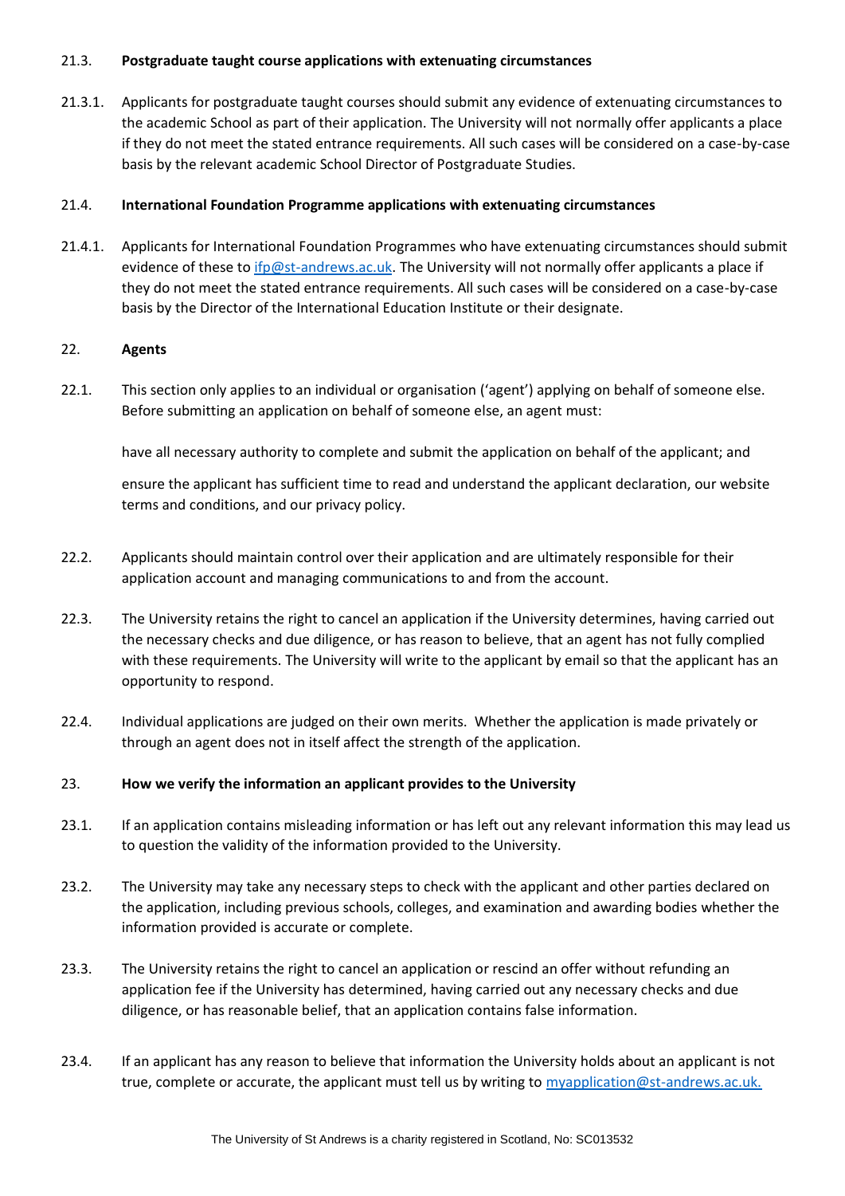### 21.3. Postgraduate taught course applications with extenuating circumstances

21.3.1. Applicants for postgraduate taught courses should submit any evidence of extenuating circumstances to the academic School as part of their application. The University will not normally offer applicants a place if they do not meet the stated entrance requirements. All such cases will be considered on a case-by-case basis by the relevant academic School Director of Postgraduate Studies.

### 21.4. International Foundation Programme applications with extenuating circumstances

21.4.1. Applicants for International Foundation Programmes who have extenuating circumstances should submit evidence of these to ifp@st-andrews.ac.uk. The University will not normally offer applicants a place if they do not meet the stated entrance requirements. All such cases will be considered on a case-by-case basis by the Director of the International Education Institute or their designate.

## 22. Agents

22.1. This section only applies to an individual or organisation ('agent') applying on behalf of someone else. Before submitting an application on behalf of someone else, an agent must:

have all necessary authority to complete and submit the application on behalf of the applicant; and

ensure the applicant has sufficient time to read and understand the applicant declaration, our website terms and conditions, and our privacy policy.

22.2. Applicants should maintain control over their application and are ultimately responsible for their application account and managing communications to and from the account.

22.3. The University retains the right to cancel an application if the University determines, having carried out the necessary checks and due diligence, or has reason to believe, that an agent has not fully complied with these requirements. The University will write to the applicant by email so that the applicant has an opportunity to respond.

22.4. Individual applications are judged on their own merits. Whether the application is made privately or through an agent does not in itself affect the strength of the application.

## 23. How we verify the information an applicant provides to the University

23.1. If an application contains misleading information or has left out any relevant information this may lead us to question the validity of the information provided to the University.

23.2. The University may take any necessary steps to check with the applicant and other parties declared on the application, including previous schools, colleges, and examination and awarding bodies whether the information provided is accurate or complete.

23.3. The University retains the right to cancel an application or rescind an offer without refunding an application fee if the University has determined, having carried out any necessary checks and due diligence, or has reasonable belief, that an application contains false information.

23.4. If an applicant has any reason to believe that information the University holds about an applicant is not true, complete or accurate, the applicant must tell us by writing to myapplication@st-andrews.ac.uk.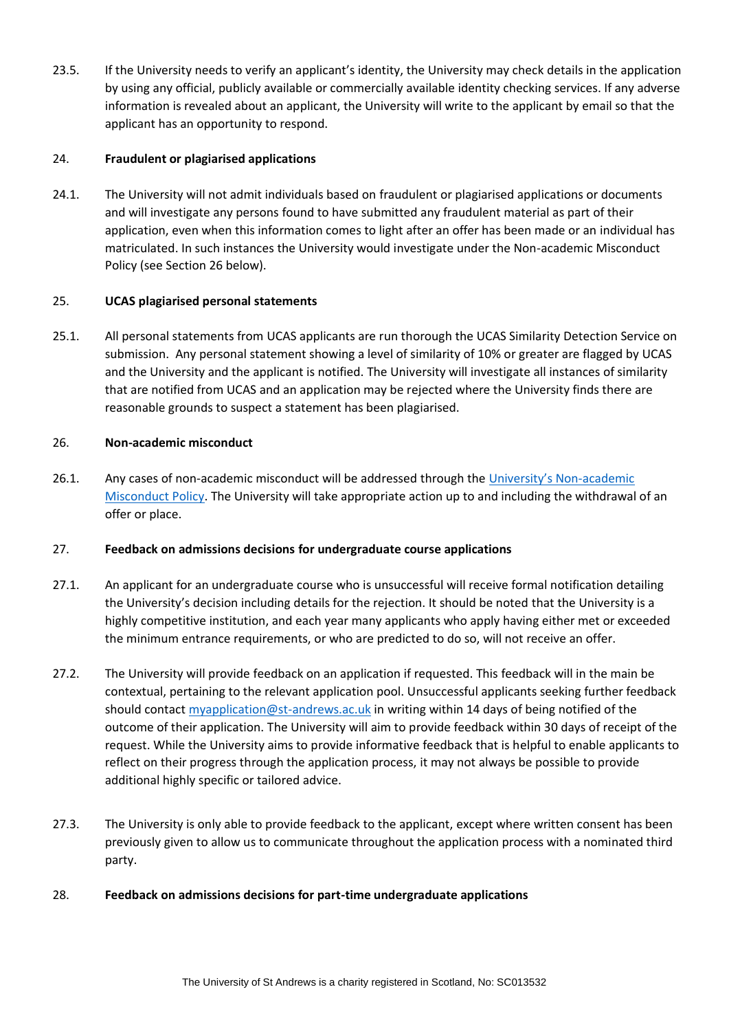23.5. If the University needs to verify an applicant's identity, the University may check details in the application by using any official, publicly available or commercially available identity checking services. If any adverse information is revealed about an applicant, the University will write to the applicant by email so that the applicant has an opportunity to respond.

## 24. Fraudulent or plagiarised applications

24.1. The University will not admit individuals based on fraudulent or plagiarised applications or documents and will investigate any persons found to have submitted any fraudulent material as part of their application, even when this information comes to light after an offer has been made or an individual has matriculated. In such instances the University would investigate under the Non-academic Misconduct Policy (see Section 26 below).

## 25. UCAS plagiarised personal statements

25.1. All personal statements from UCAS applicants are run thorough the UCAS Similarity Detection Service on submission. Any personal statement showing a level of similarity of 10% or greater are flagged by UCAS and the University and the applicant is notified. The University will investigate all instances of similarity that are notified from UCAS and an application may be rejected where the University finds there are reasonable grounds to suspect a statement has been plagiarised.

## 26. Non-academic misconduct

26.1. Any cases of non-academic misconduct will be addressed through the University's Non-academic Misconduct Policy. The University will take appropriate action up to and including the withdrawal of an offer or place.

## 27. Feedback on admissions decisions for undergraduate course applications

27.1. An applicant for an undergraduate course who is unsuccessful will receive formal notification detailing the University's decision including details for the rejection. It should be noted that the University is a highly competitive institution, and each year many applicants who apply having either met or exceeded the minimum entrance requirements, or who are predicted to do so, will not receive an offer.

27.2. The University will provide feedback on an application if requested. This feedback will in the main be contextual, pertaining to the relevant application pool. Unsuccessful applicants seeking further feedback should contact myapplication@st-andrews.ac.uk in writing within 14 days of being notified of the outcome of their application. The University will aim to provide feedback within 30 days of receipt of the request. While the University aims to provide informative feedback that is helpful to enable applicants to reflect on their progress through the application process, it may not always be possible to provide additional highly specific or tailored advice.

27.3. The University is only able to provide feedback to the applicant, except where written consent has been previously given to allow us to communicate throughout the application process with a nominated third party.

## 28. Feedback on admissions decisions for part-time undergraduate applications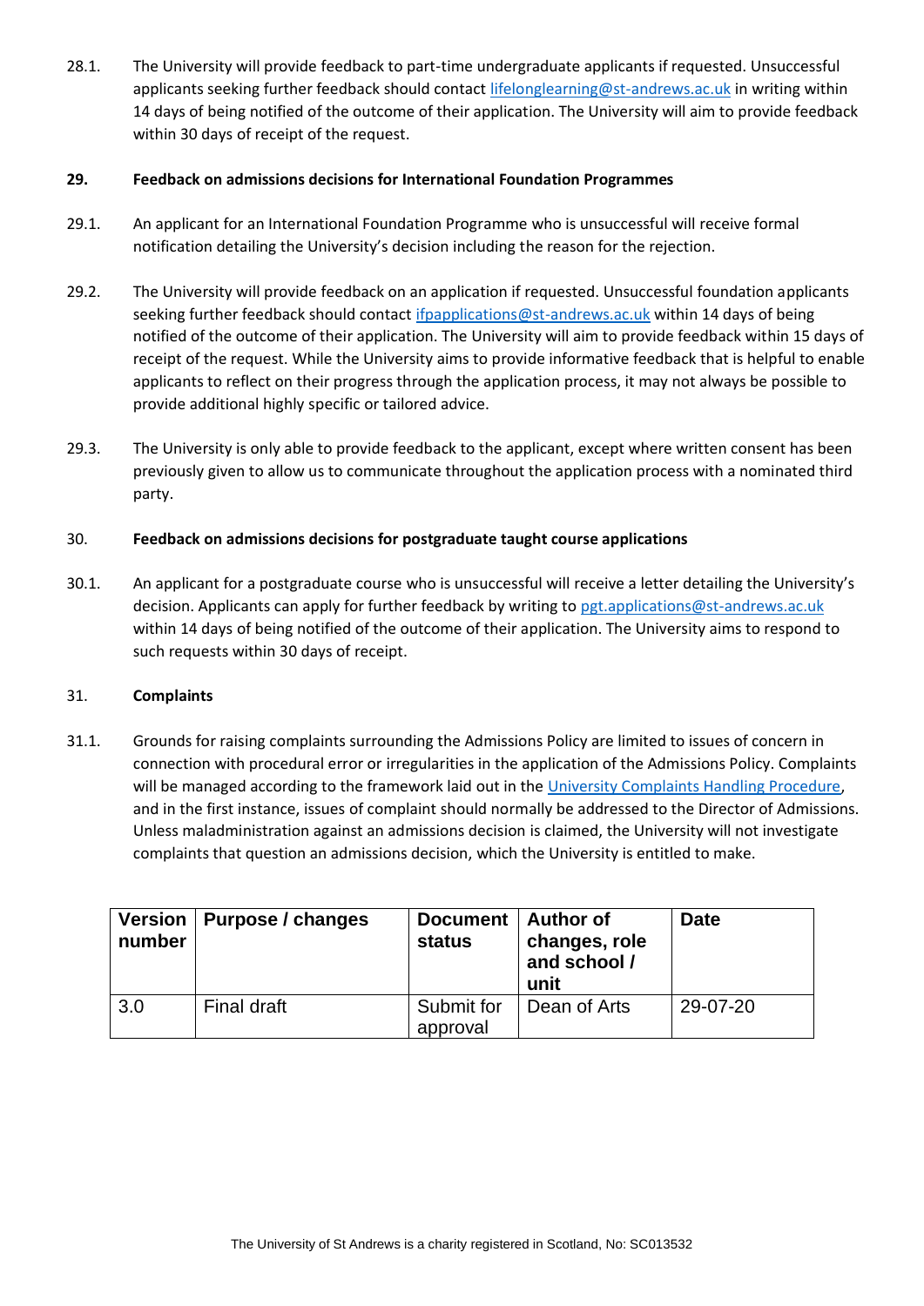28.1. The University will provide feedback to part-time undergraduate applicants if requested. Unsuccessful applicants seeking further feedback should contact lifelonglearning@st-andrews.ac.uk in writing within 14 days of being notified of the outcome of their application. The University will aim to provide feedback within 30 days of receipt of the request.

**29. Feedback on admissions decisions for International Foundation Programmes**

29.1. An applicant for an International Foundation Programme who is unsuccessful will receive formal notification detailing the University's decision including the reason for the rejection.

29.2. The University will provide feedback on an application if requested. Unsuccessful foundation applicants seeking further feedback should contact ifpapplications@st-andrews.ac.uk within 14 days of being notified of the outcome of their application. The University will aim to provide feedback within 15 days of receipt of the request. While the University aims to provide informative feedback that is helpful to enable applicants to reflect on their progress through the application process, it may not always be possible to provide additional highly specific or tailored advice.

29.3. The University is only able to provide feedback to the applicant, except where written consent has been previously given to allow us to communicate throughout the application process with a nominated third party.

30. **Feedback on admissions decisions for postgraduate taught course applications**

30.1. An applicant for a postgraduate course who is unsuccessful will receive a letter detailing the University's decision. Applicants can apply for further feedback by writing to pgt.applications@st-andrews.ac.uk within 14 days of being notified of the outcome of their application. The University aims to respond to such requests within 30 days of receipt.

31. **Complaints**

31.1. Grounds for raising complaints surrounding the Admissions Policy are limited to issues of concern in connection with procedural error or irregularities in the application of the Admissions Policy. Complaints will be managed according to the framework laid out in the University Complaints Handling Procedure, and in the first instance, issues of complaint should normally be addressed to the Director of Admissions. Unless maladministration against an admissions decision is claimed, the University will not investigate complaints that question an admissions decision, which the University is entitled to make.

| Version number | Purpose / changes | Document status | Author of changes, role and school / unit | Date |
|---|---|---|---|---|
| 3.0 | Final draft | Submit for approval | Dean of Arts | 29-07-20 |

The University of St Andrews is a charity registered in Scotland, No: SC013532